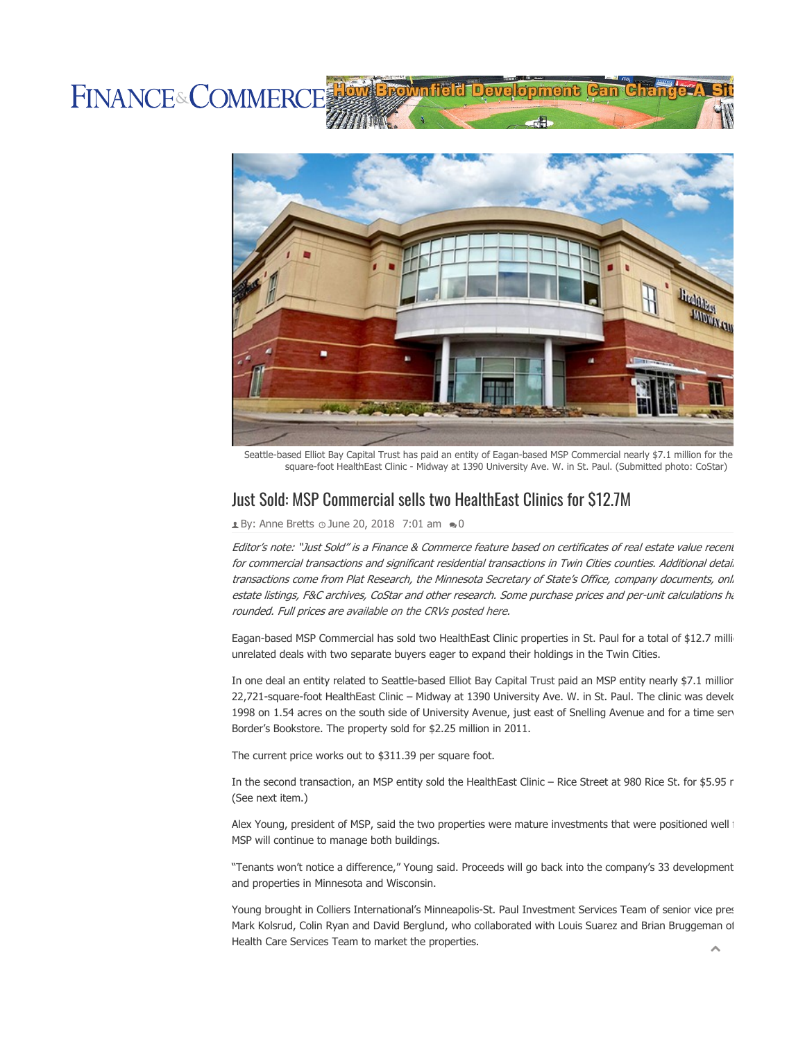Seattle-based Elliot Bay Capital Trust has paid an entity of Eagan-based MSP Commercial nearly $7.1 million for the square-foot HealthEast Clinic - Midway at 1390 University Ave. W. in St. Paul. (Submitted photo: CoStar)

# Just Sold: MSP Commercial sells two HealthEast Clinics for $12.7M

By: Anne Bretts June 20, 2018 7:01 am 0

*Editor's note: "Just Sold" is a Finance & Commerce feature based on certificates of real estate value recent for commercial transactions and significant residential transactions in Twin Cities counties. Additional detai transactions come from Plat Research, the Minnesota Secretary of State's Office, company documents, onl estate listings, F&C archives, CoStar and other research. Some purchase prices and per-unit calculations ha rounded. Full prices are available on the CRVs posted here.*

Eagan-based MSP Commercial has sold two HealthEast Clinic properties in St. Paul for a total of $12.7 milli unrelated deals with two separate buyers eager to expand their holdings in the Twin Cities.

In one deal an entity related to Seattle-based Elliot Bay Capital Trust paid an MSP entity nearly $7.1 millior 22,721-square-foot HealthEast Clinic – Midway at 1390 University Ave. W. in St. Paul. The clinic was develo 1998 on 1.54 acres on the south side of University Avenue, just east of Snelling Avenue and for a time serv Border's Bookstore. The property sold for $2.25 million in 2011.

The current price works out to $311.39 per square foot.

In the second transaction, an MSP entity sold the HealthEast Clinic – Rice Street at 980 Rice St. for $5.95 r (See next item.)

Alex Young, president of MSP, said the two properties were mature investments that were positioned well MSP will continue to manage both buildings.

"Tenants won't notice a difference," Young said. Proceeds will go back into the company's 33 development and properties in Minnesota and Wisconsin.

Young brought in Colliers International's Minneapolis-St. Paul Investment Services Team of senior vice pres Mark Kolsrud, Colin Ryan and David Berglund, who collaborated with Louis Suarez and Brian Bruggeman of Health Care Services Team to market the properties.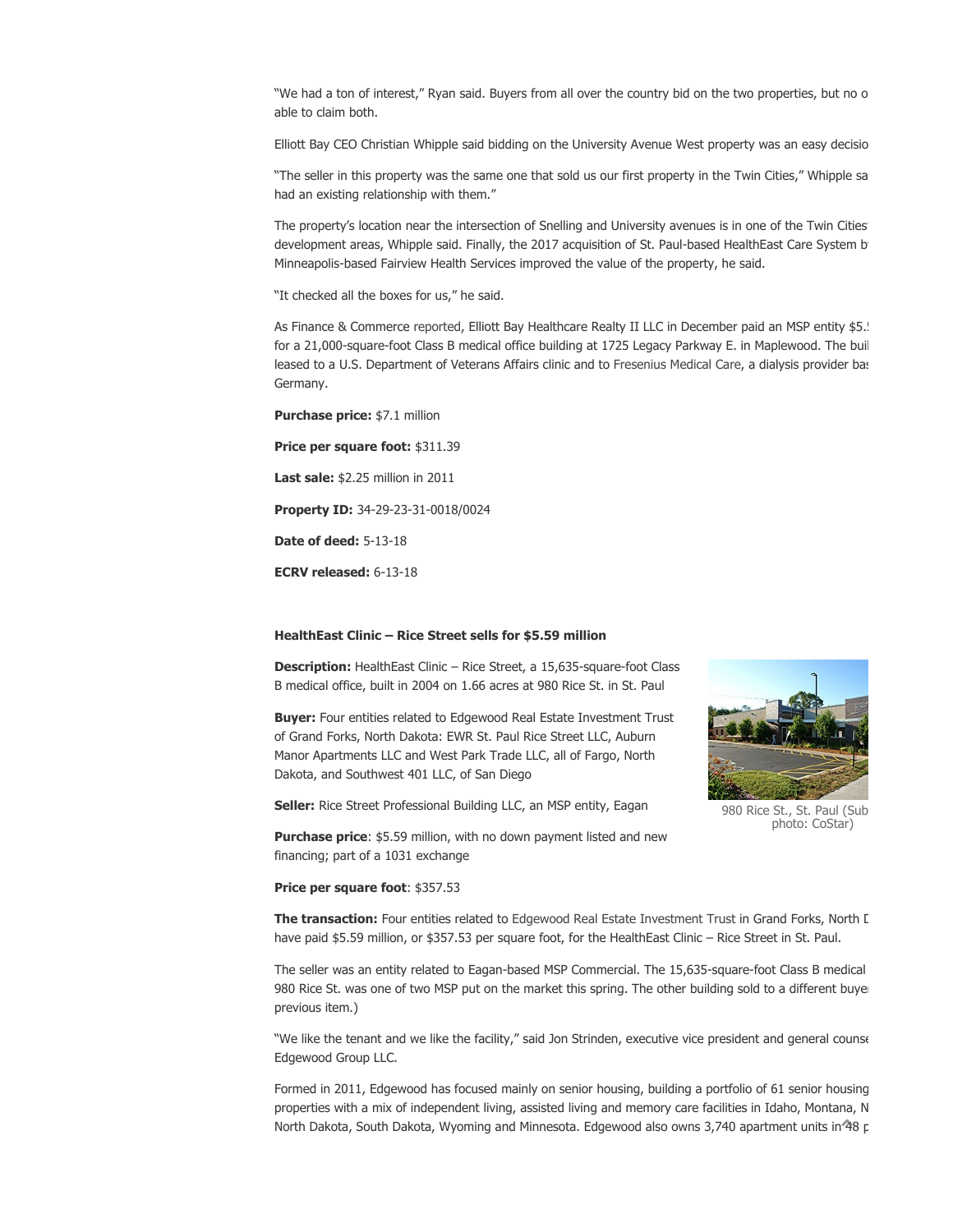"We had a ton of interest," Ryan said. Buyers from all over the country bid on the two properties, but no o able to claim both.

Elliott Bay CEO Christian Whipple said bidding on the University Avenue West property was an easy decisio

"The seller in this property was the same one that sold us our first property in the Twin Cities," Whipple sa had an existing relationship with them."

The property's location near the intersection of Snelling and University avenues is in one of the Twin Cities' development areas, Whipple said. Finally, the 2017 acquisition of St. Paul-based HealthEast Care System b Minneapolis-based Fairview Health Services improved the value of the property, he said.

"It checked all the boxes for us," he said.

As Finance & Commerce reported, Elliott Bay Healthcare Realty II LLC in December paid an MSP entity $5.5 for a 21,000-square-foot Class B medical office building at 1725 Legacy Parkway E. in Maplewood. The buil leased to a U.S. Department of Veterans Affairs clinic and to Fresenius Medical Care, a dialysis provider bas Germany.

**Purchase price:** $7.1 million

**Price per square foot:** $311.39

**Last sale:** $2.25 million in 2011

**Property ID:** 34-29-23-31-0018/0024

**Date of deed:** 5-13-18

**ECRV released:** 6-13-18

**HealthEast Clinic – Rice Street sells for $5.59 million**

**Description:** HealthEast Clinic – Rice Street, a 15,635-square-foot Class B medical office, built in 2004 on 1.66 acres at 980 Rice St. in St. Paul

**Buyer:** Four entities related to Edgewood Real Estate Investment Trust of Grand Forks, North Dakota: EWR St. Paul Rice Street LLC, Auburn Manor Apartments LLC and West Park Trade LLC, all of Fargo, North Dakota, and Southwest 401 LLC, of San Diego

**Seller:** Rice Street Professional Building LLC, an MSP entity, Eagan

980 Rice St., St. Paul (Sub photo: CoStar)

**Purchase price**: $5.59 million, with no down payment listed and new financing; part of a 1031 exchange

**Price per square foot**: $357.53

**The transaction:** Four entities related to Edgewood Real Estate Investment Trust in Grand Forks, North D have paid $5.59 million, or $357.53 per square foot, for the HealthEast Clinic – Rice Street in St. Paul.

The seller was an entity related to Eagan-based MSP Commercial. The 15,635-square-foot Class B medical 980 Rice St. was one of two MSP put on the market this spring. The other building sold to a different buyer previous item.)

"We like the tenant and we like the facility," said Jon Strinden, executive vice president and general counse Edgewood Group LLC.

Formed in 2011, Edgewood has focused mainly on senior housing, building a portfolio of 61 senior housing properties with a mix of independent living, assisted living and memory care facilities in Idaho, Montana, N North Dakota, South Dakota, Wyoming and Minnesota. Edgewood also owns 3,740 apartment units in 48 p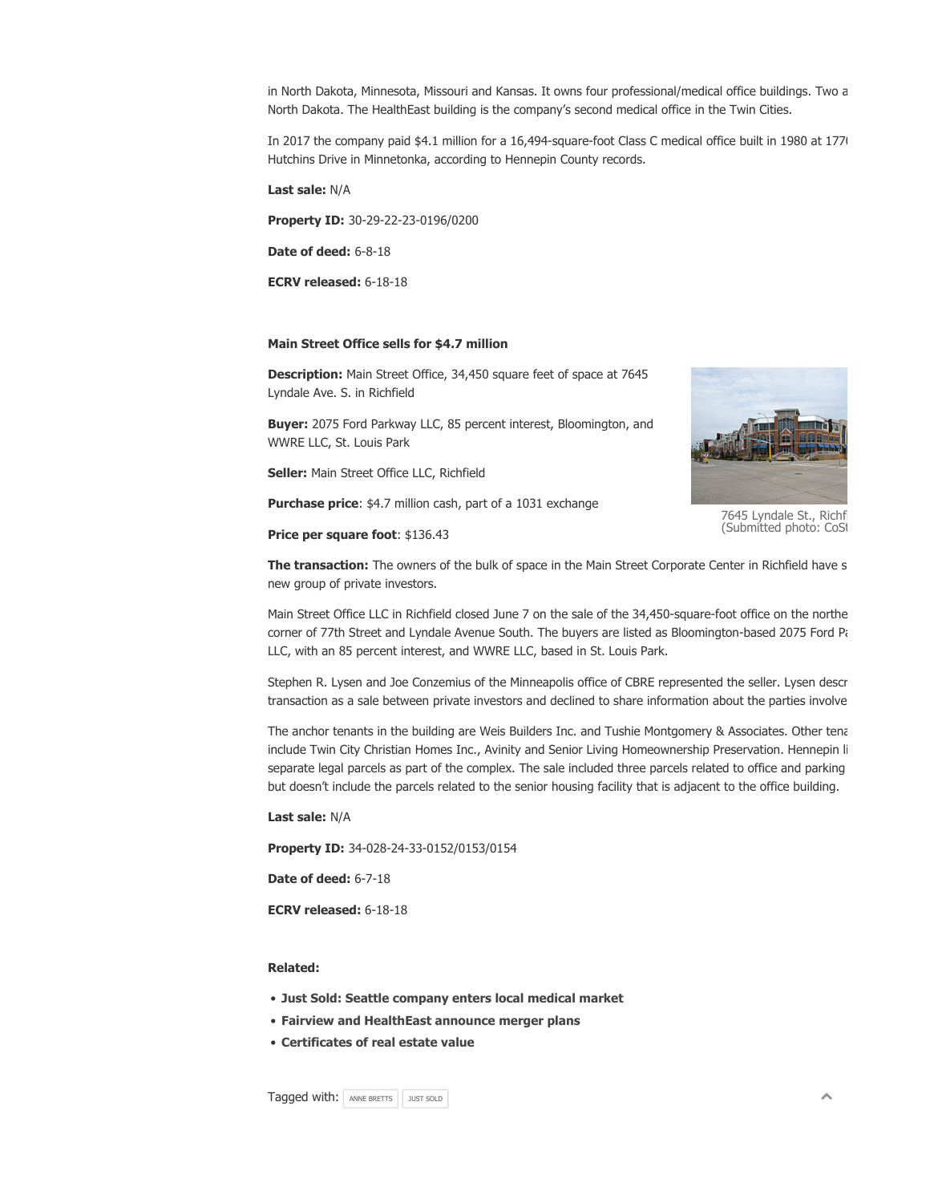in North Dakota, Minnesota, Missouri and Kansas. It owns four professional/medical office buildings. Two a North Dakota. The HealthEast building is the company's second medical office in the Twin Cities.

In 2017 the company paid $4.1 million for a 16,494-square-foot Class C medical office built in 1980 at 177 Hutchins Drive in Minnetonka, according to Hennepin County records.

**Last sale:** N/A

**Property ID:** 30-29-22-23-0196/0200

**Date of deed:** 6-8-18

**ECRV released:** 6-18-18

**Main Street Office sells for $4.7 million**

**Description:** Main Street Office, 34,450 square feet of space at 7645 Lyndale Ave. S. in Richfield

**Buyer:** 2075 Ford Parkway LLC, 85 percent interest, Bloomington, and WWRE LLC, St. Louis Park

**Seller:** Main Street Office LLC, Richfield

**Purchase price**: $4.7 million cash, part of a 1031 exchange

**Price per square foot**: $136.43

7645 Lyndale St., Richf
(Submitted photo: CoSt

**The transaction:** The owners of the bulk of space in the Main Street Corporate Center in Richfield have s new group of private investors.

Main Street Office LLC in Richfield closed June 7 on the sale of the 34,450-square-foot office on the northe corner of 77th Street and Lyndale Avenue South. The buyers are listed as Bloomington-based 2075 Ford Pa LLC, with an 85 percent interest, and WWRE LLC, based in St. Louis Park.

Stephen R. Lysen and Joe Conzemius of the Minneapolis office of CBRE represented the seller. Lysen descr transaction as a sale between private investors and declined to share information about the parties involve

The anchor tenants in the building are Weis Builders Inc. and Tushie Montgomery & Associates. Other tena include Twin City Christian Homes Inc., Avinity and Senior Living Homeownership Preservation. Hennepin li separate legal parcels as part of the complex. The sale included three parcels related to office and parking but doesn't include the parcels related to the senior housing facility that is adjacent to the office building.

**Last sale:** N/A

**Property ID:** 34-028-24-33-0152/0153/0154

**Date of deed:** 6-7-18

**ECRV released:** 6-18-18

**Related:**

- **Just Sold: Seattle company enters local medical market**
- **Fairview and HealthEast announce merger plans**
- **Certificates of real estate value**

Tagged with: ANNE BRETTS JUST SOLD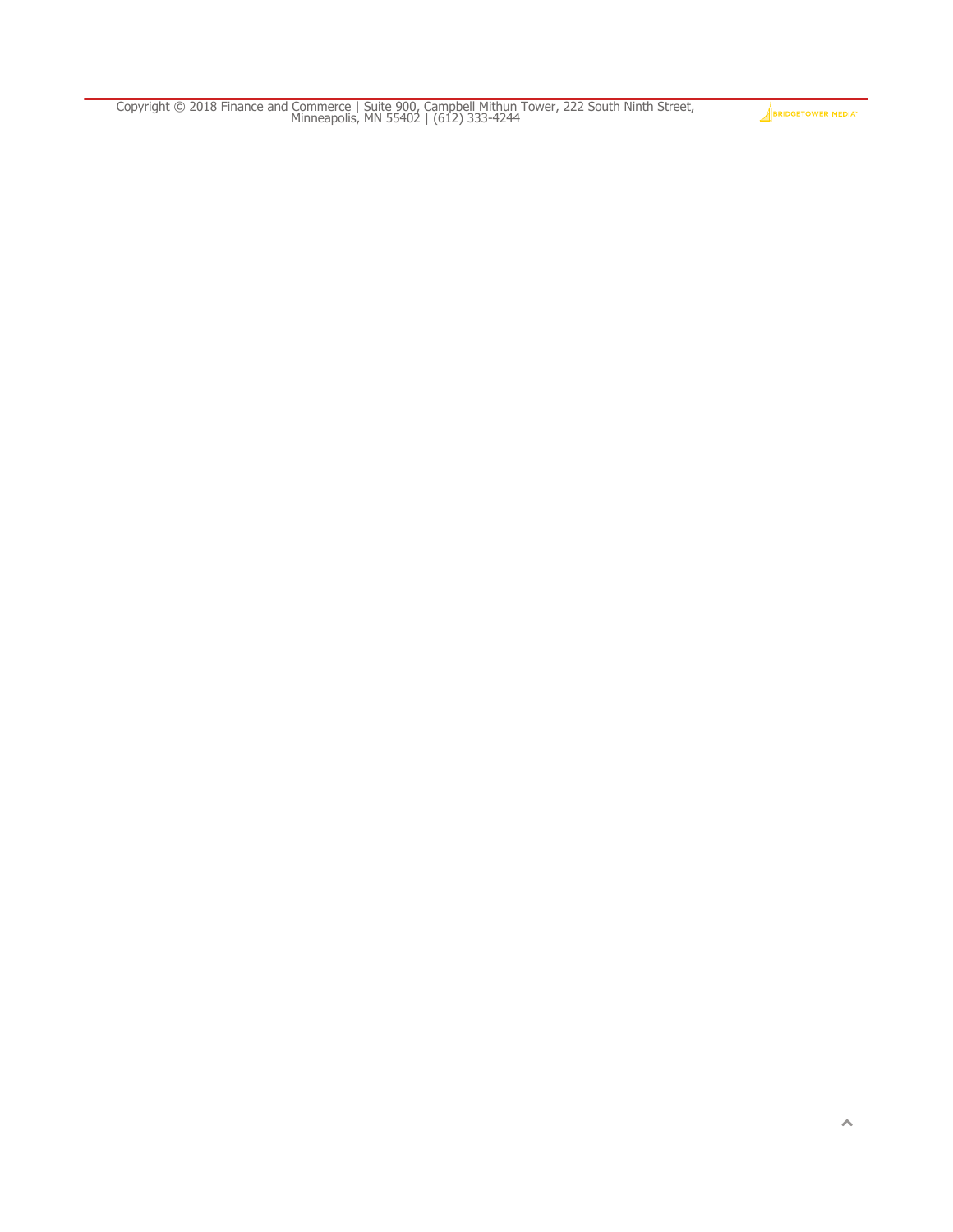Copyright © 2018 Finance and Commerce | Suite 900, Campbell Mithun Tower, 222 South Ninth Street, Minneapolis, MN 55402 | (612) 333-4244